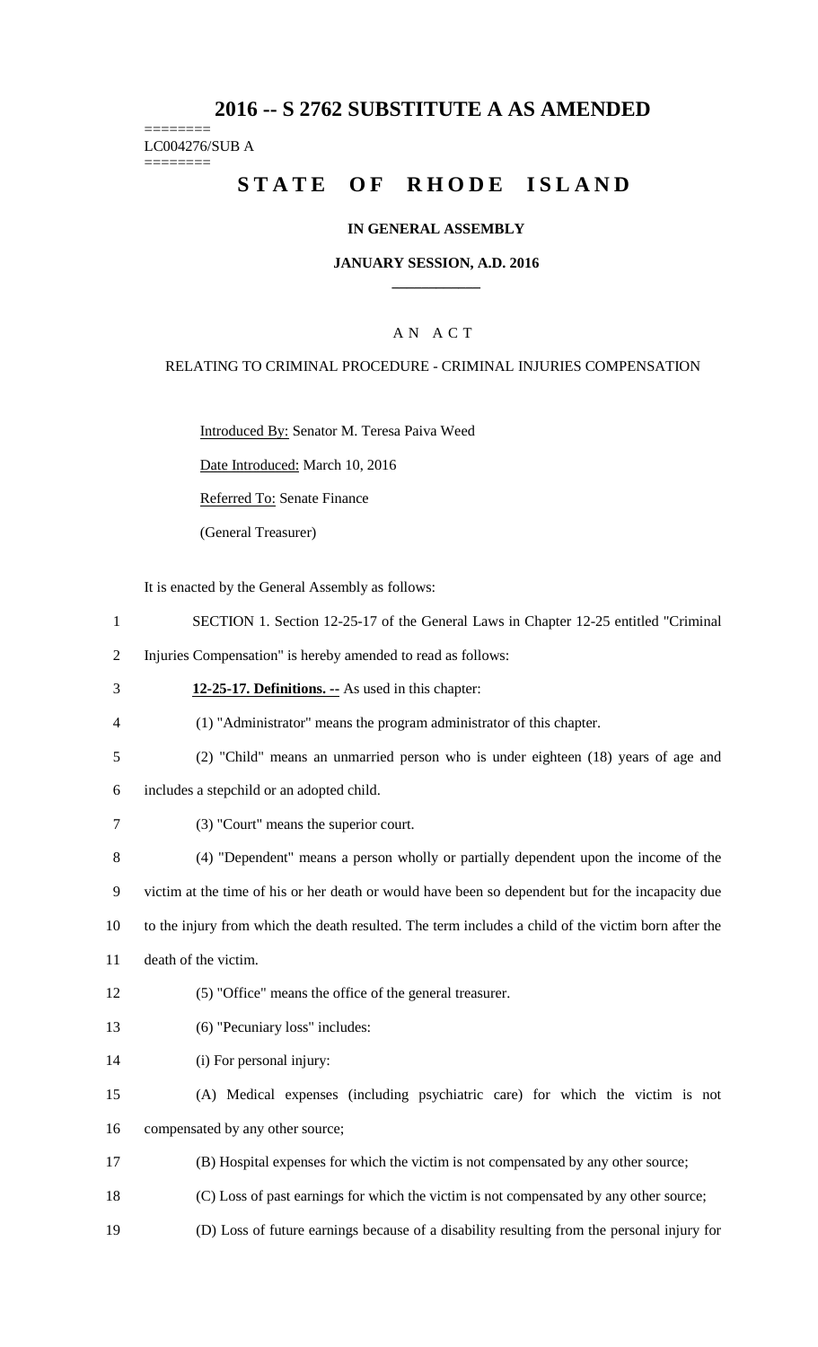# 2016 -- S 2762 SUBSTITUTE A AS AMENDED

========
LC004276/SUB A
========

## STATE OF RHODE ISLAND

**IN GENERAL ASSEMBLY**

**JANUARY SESSION, A.D. 2016**

A N A C T

RELATING TO CRIMINAL PROCEDURE - CRIMINAL INJURIES COMPENSATION

Introduced By: Senator M. Teresa Paiva Weed

Date Introduced: March 10, 2016

Referred To: Senate Finance

(General Treasurer)

It is enacted by the General Assembly as follows:

SECTION 1. Section 12-25-17 of the General Laws in Chapter 12-25 entitled "Criminal Injuries Compensation" is hereby amended to read as follows:

**12-25-17. Definitions. --** As used in this chapter:

(1) "Administrator" means the program administrator of this chapter.

(2) "Child" means an unmarried person who is under eighteen (18) years of age and includes a stepchild or an adopted child.

(3) "Court" means the superior court.

(4) "Dependent" means a person wholly or partially dependent upon the income of the victim at the time of his or her death or would have been so dependent but for the incapacity due to the injury from which the death resulted. The term includes a child of the victim born after the death of the victim.

(5) "Office" means the office of the general treasurer.

(6) "Pecuniary loss" includes:

(i) For personal injury:

(A) Medical expenses (including psychiatric care) for which the victim is not compensated by any other source;

(B) Hospital expenses for which the victim is not compensated by any other source;

(C) Loss of past earnings for which the victim is not compensated by any other source;

(D) Loss of future earnings because of a disability resulting from the personal injury for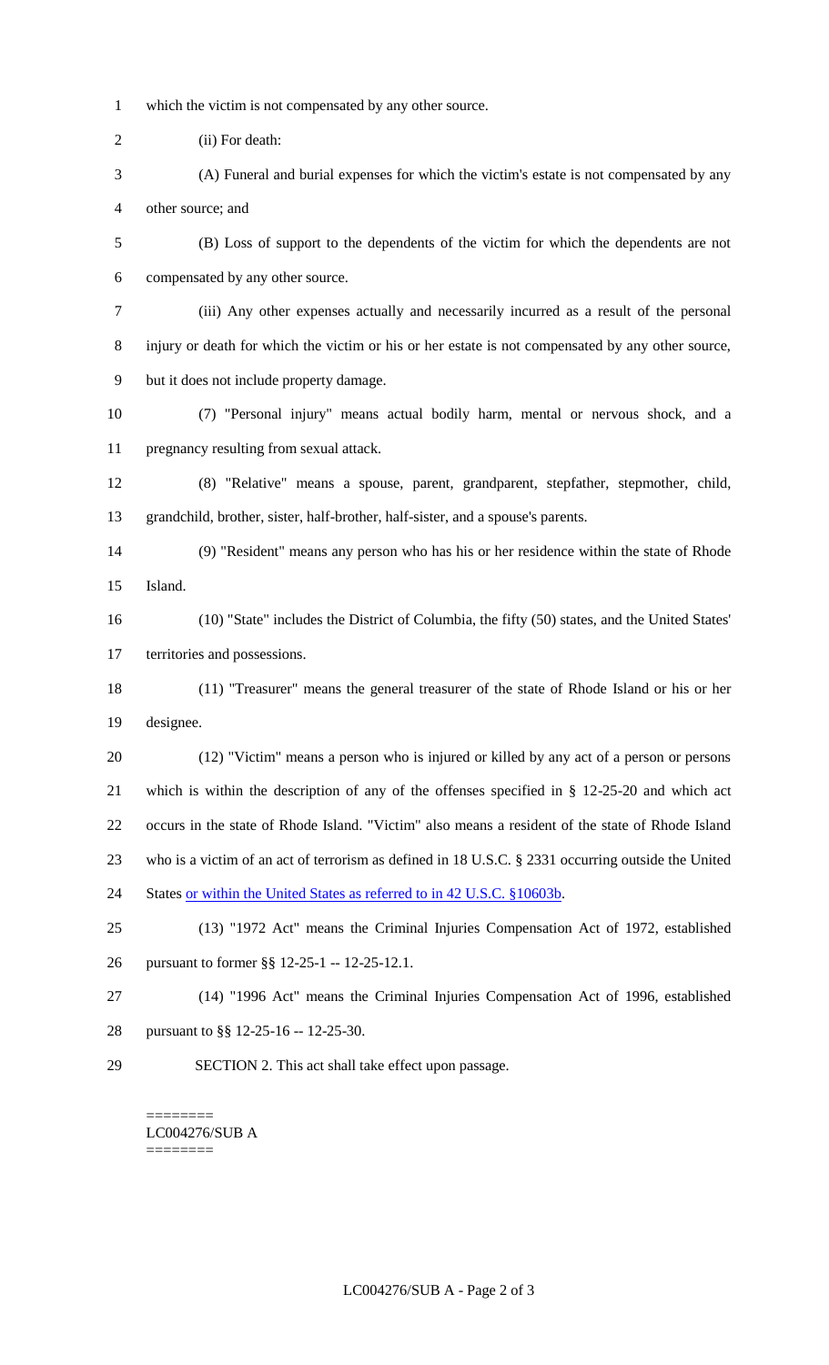which the victim is not compensated by any other source.

(ii) For death:

(A) Funeral and burial expenses for which the victim's estate is not compensated by any other source; and

(B) Loss of support to the dependents of the victim for which the dependents are not compensated by any other source.

(iii) Any other expenses actually and necessarily incurred as a result of the personal injury or death for which the victim or his or her estate is not compensated by any other source, but it does not include property damage.

(7) "Personal injury" means actual bodily harm, mental or nervous shock, and a pregnancy resulting from sexual attack.

(8) "Relative" means a spouse, parent, grandparent, stepfather, stepmother, child, grandchild, brother, sister, half-brother, half-sister, and a spouse's parents.

(9) "Resident" means any person who has his or her residence within the state of Rhode Island.

(10) "State" includes the District of Columbia, the fifty (50) states, and the United States' territories and possessions.

(11) "Treasurer" means the general treasurer of the state of Rhode Island or his or her designee.

(12) "Victim" means a person who is injured or killed by any act of a person or persons which is within the description of any of the offenses specified in § 12-25-20 and which act occurs in the state of Rhode Island. "Victim" also means a resident of the state of Rhode Island who is a victim of an act of terrorism as defined in 18 U.S.C. § 2331 occurring outside the United States <u>or within the United States as referred to in 42 U.S.C. §10603b</u>.

(13) "1972 Act" means the Criminal Injuries Compensation Act of 1972, established pursuant to former §§ 12-25-1 -- 12-25-12.1.

(14) "1996 Act" means the Criminal Injuries Compensation Act of 1996, established pursuant to §§ 12-25-16 -- 12-25-30.

SECTION 2. This act shall take effect upon passage.

========
LC004276/SUB A
========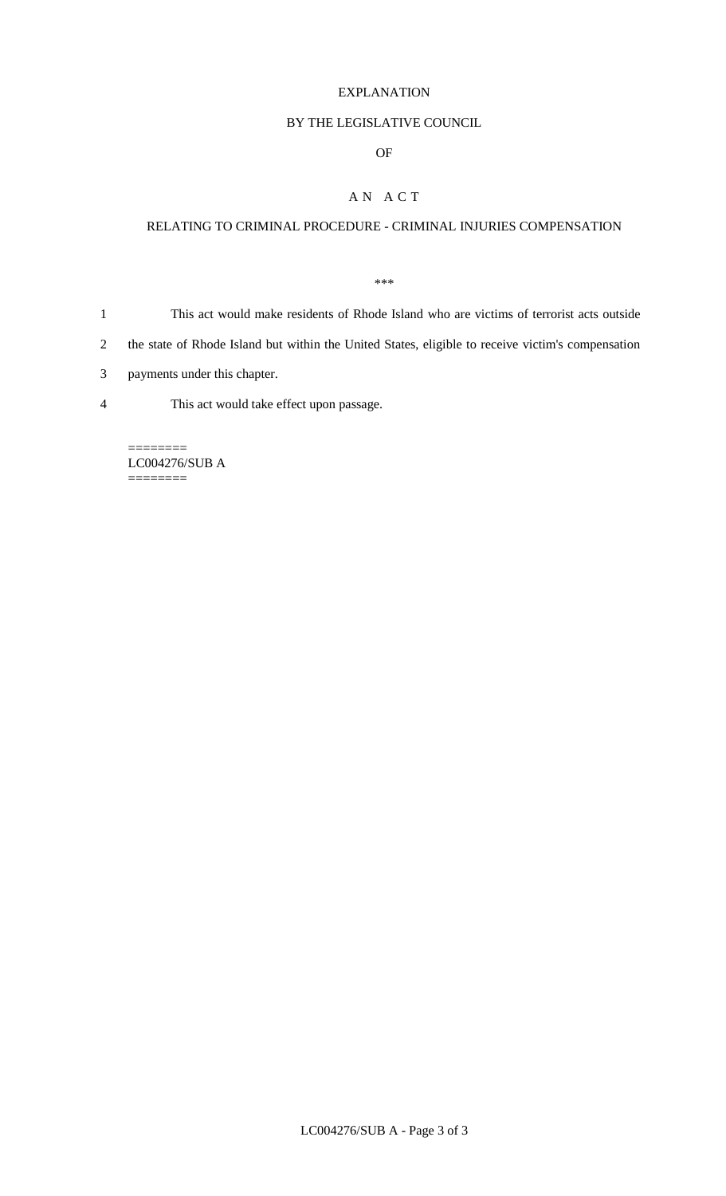EXPLANATION

BY THE LEGISLATIVE COUNCIL

OF

# A N A C T

RELATING TO CRIMINAL PROCEDURE - CRIMINAL INJURIES COMPENSATION

***

This act would make residents of Rhode Island who are victims of terrorist acts outside the state of Rhode Island but within the United States, eligible to receive victim's compensation payments under this chapter.

This act would take effect upon passage.

========
LC004276/SUB A
========